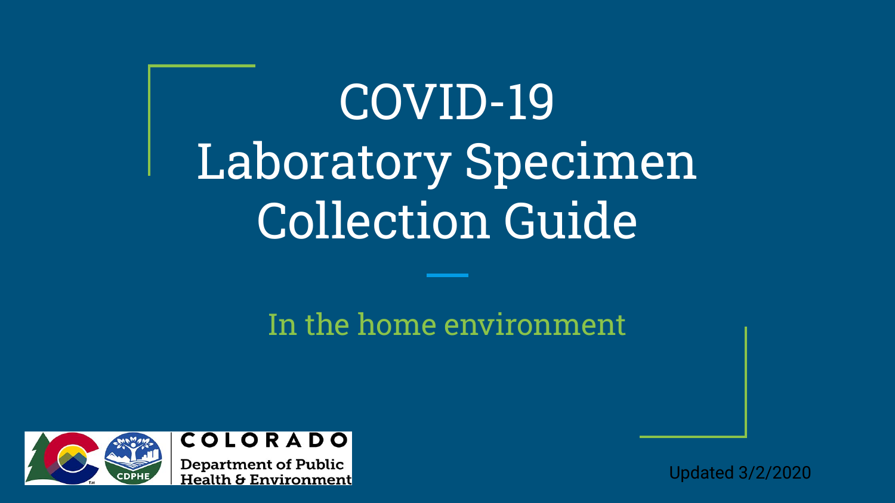# COVID-19 Laboratory Specimen Collection Guide

## In the home environment

COLORADO
Department of Public Health & Environment

Updated 3/2/2020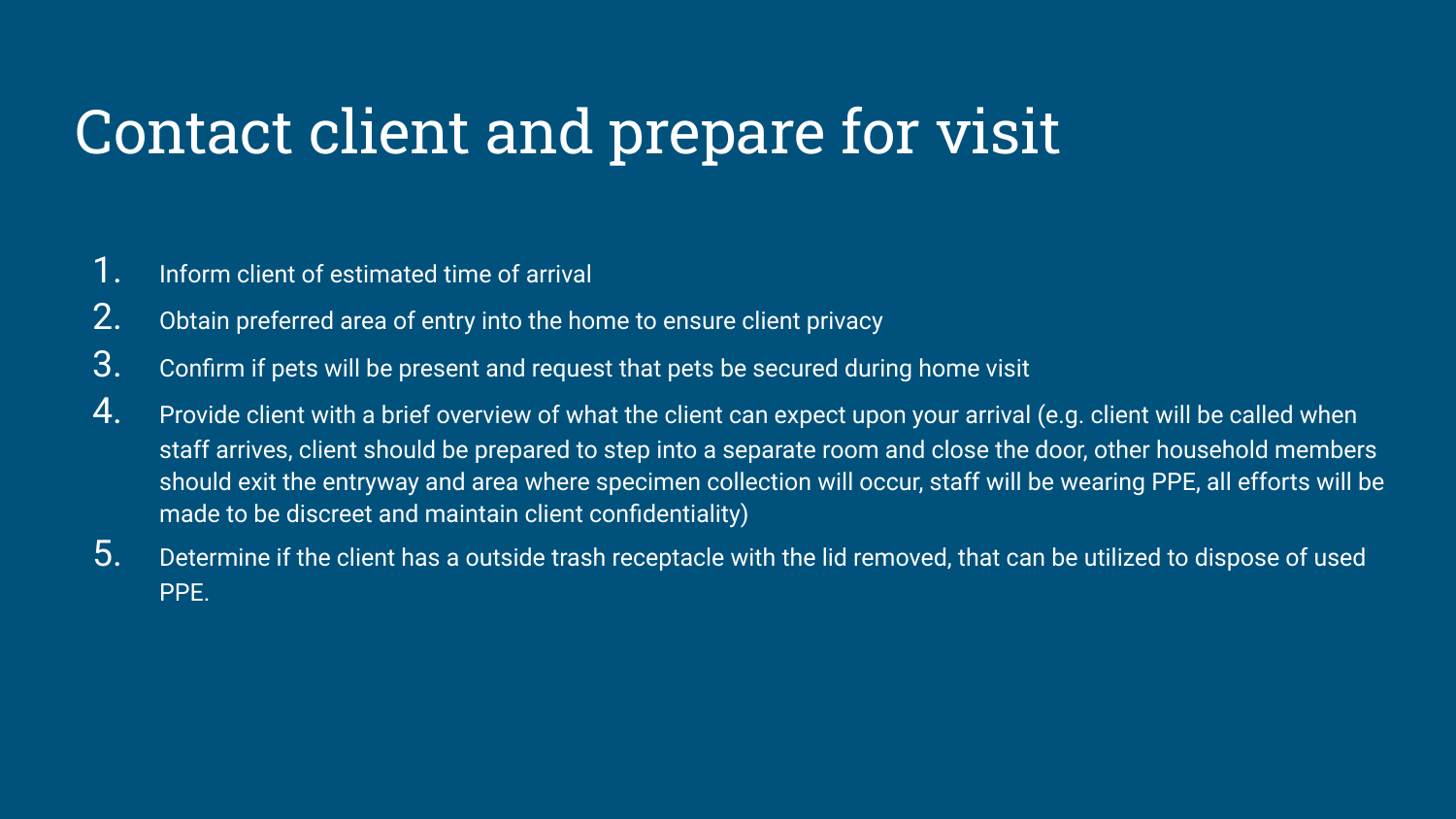# Contact client and prepare for visit

1. Inform client of estimated time of arrival
2. Obtain preferred area of entry into the home to ensure client privacy
3. Confirm if pets will be present and request that pets be secured during home visit
4. Provide client with a brief overview of what the client can expect upon your arrival (e.g. client will be called when staff arrives, client should be prepared to step into a separate room and close the door, other household members should exit the entryway and area where specimen collection will occur, staff will be wearing PPE, all efforts will be made to be discreet and maintain client confidentiality)
5. Determine if the client has a outside trash receptacle with the lid removed, that can be utilized to dispose of used PPE.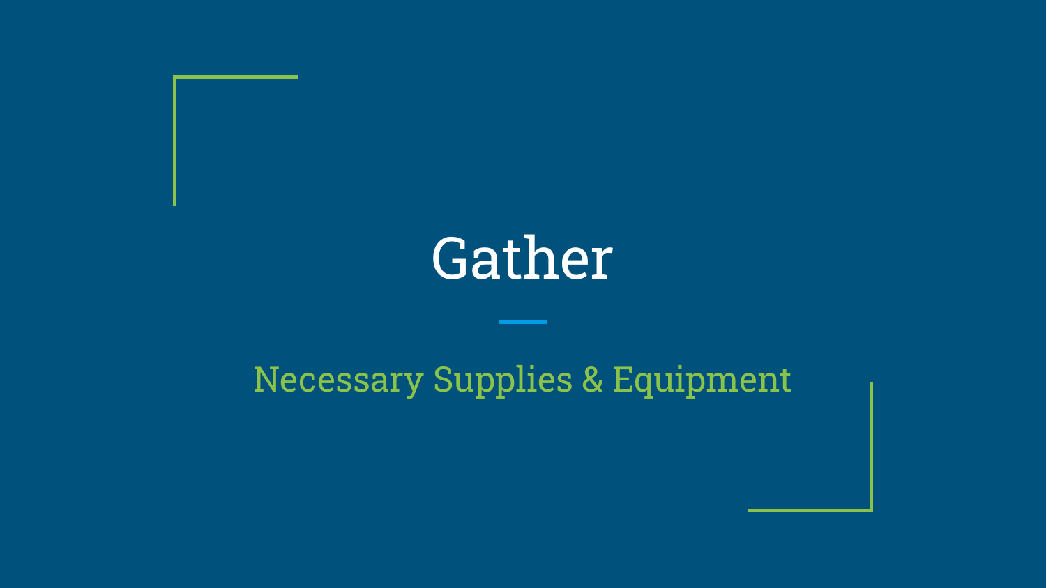# Gather

## Necessary Supplies & Equipment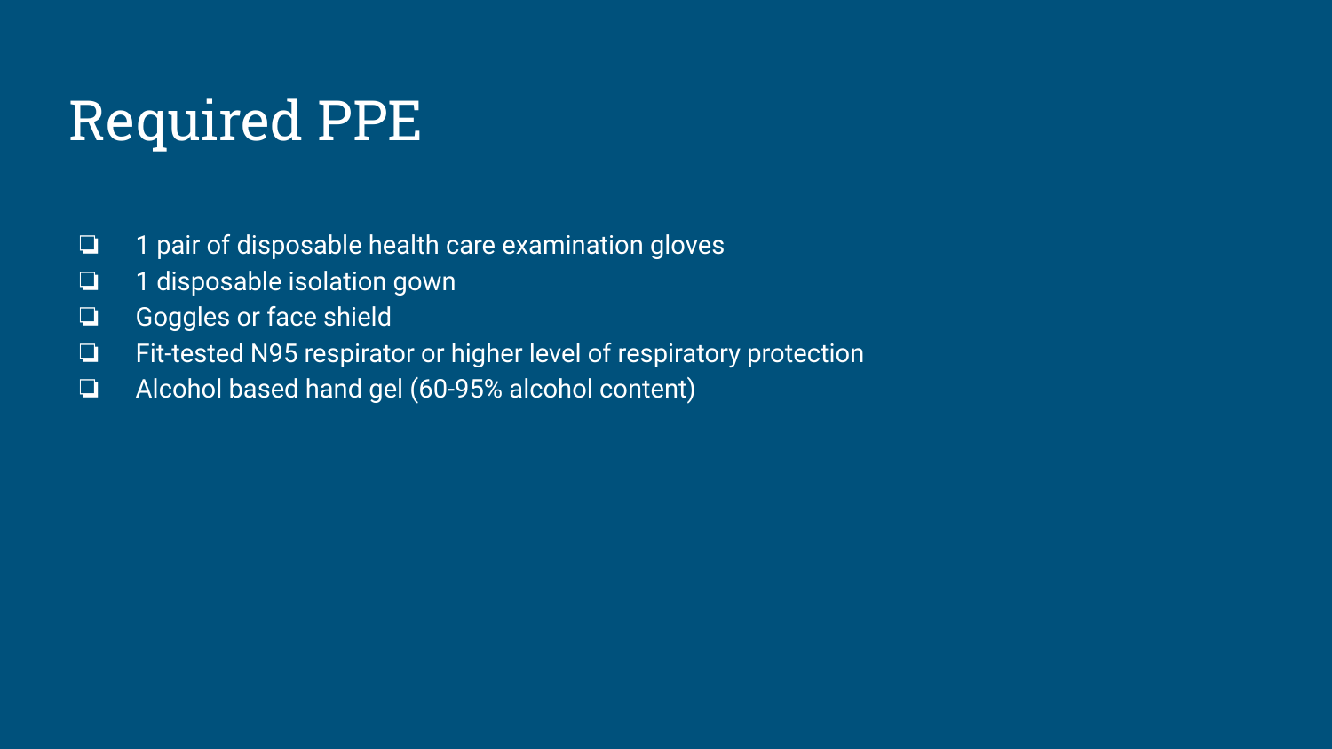# Required PPE

- [ ] 1 pair of disposable health care examination gloves
- [ ] 1 disposable isolation gown
- [ ] Goggles or face shield
- [ ] Fit-tested N95 respirator or higher level of respiratory protection
- [ ] Alcohol based hand gel (60-95% alcohol content)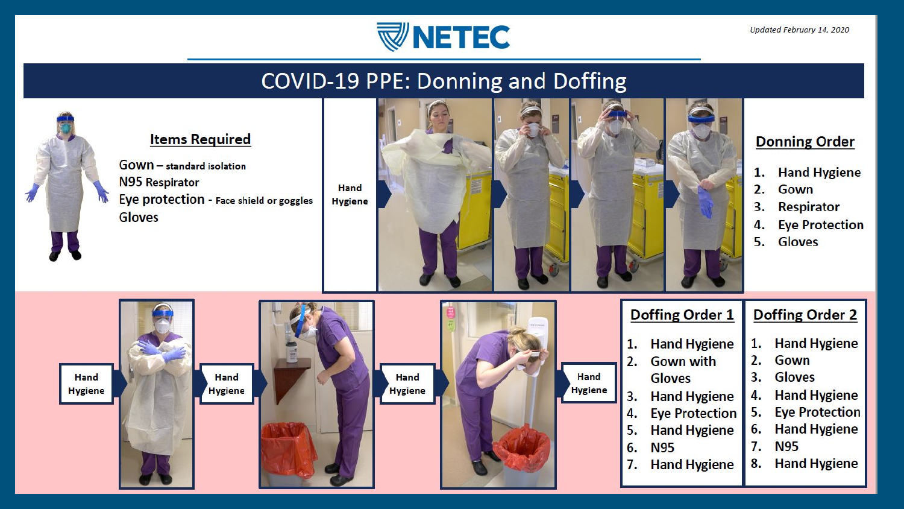NETEC

*Updated February 14, 2020*

# COVID-19 PPE: Donning and Doffing

## Items Required

Gown – standard isolation
N95 Respirator
Eye protection - Face shield or goggles
Gloves

Hand Hygiene

## Donning Order

1. Hand Hygiene
2. Gown
3. Respirator
4. Eye Protection
5. Gloves

Hand Hygiene → Hand Hygiene → Hand Hygiene → Hand Hygiene

## Doffing Order 1

1. Hand Hygiene
2. Gown with Gloves
3. Hand Hygiene
4. Eye Protection
5. Hand Hygiene
6. N95
7. Hand Hygiene

## Doffing Order 2

1. Hand Hygiene
2. Gown
3. Gloves
4. Hand Hygiene
5. Eye Protection
6. Hand Hygiene
7. N95
8. Hand Hygiene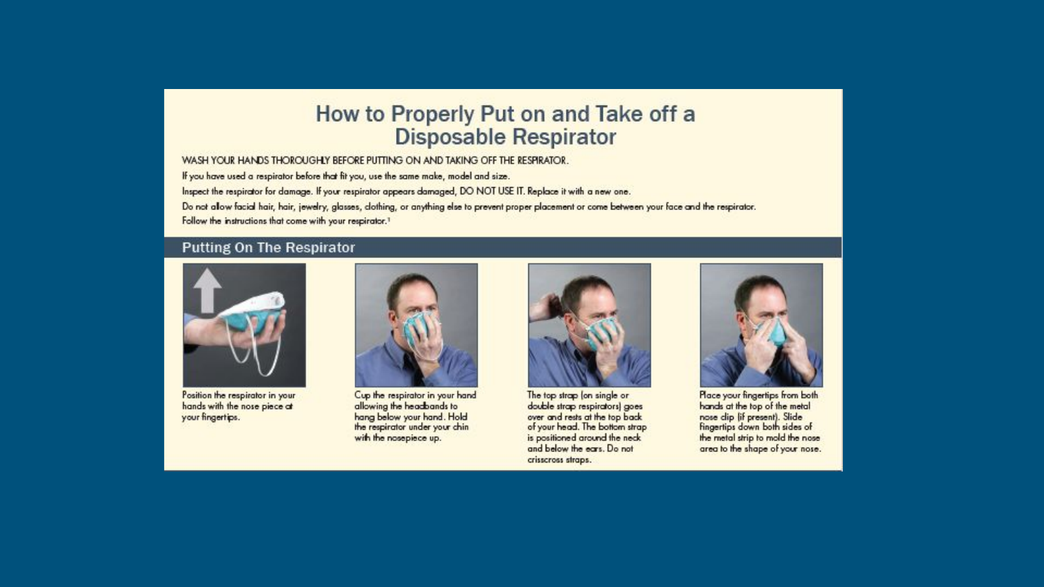# How to Properly Put on and Take off a Disposable Respirator

WASH YOUR HANDS THOROUGHLY BEFORE PUTTING ON AND TAKING OFF THE RESPIRATOR.

If you have used a respirator before that fit you, use the same make, model and size.

Inspect the respirator for damage. If your respirator appears damaged, DO NOT USE IT. Replace it with a new one.

Do not allow facial hair, hair, jewelry, glasses, clothing, or anything else to prevent proper placement or come between your face and the respirator.

Follow the instructions that come with your respirator.[1]

## Putting On The Respirator

Position the respirator in your hands with the nose piece at your fingertips.

Cup the respirator in your hand allowing the headbands to hang below your hand. Hold the respirator under your chin with the nosepiece up.

The top strap (on single or double strap respirators) goes over and rests at the top back of your head. The bottom strap is positioned around the neck and below the ears. Do not crisscross straps.

Place your fingertips from both hands at the top of the metal nose clip (if present). Slide fingertips down both sides of the metal strip to mold the nose area to the shape of your nose.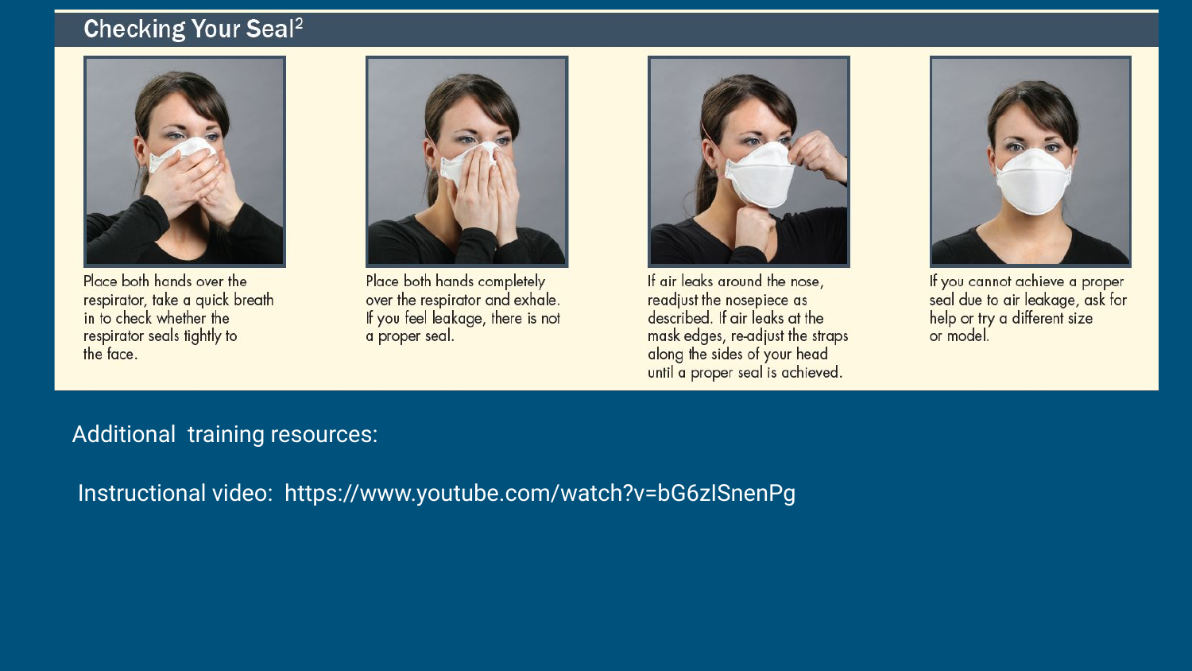## Checking Your Seal[2]

Place both hands over the respirator, take a quick breath in to check whether the respirator seals tightly to the face.

Place both hands completely over the respirator and exhale. If you feel leakage, there is not a proper seal.

If air leaks around the nose, readjust the nosepiece as described. If air leaks at the mask edges, re-adjust the straps along the sides of your head until a proper seal is achieved.

If you cannot achieve a proper seal due to air leakage, ask for help or try a different size or model.

Additional training resources:

Instructional video: https://www.youtube.com/watch?v=bG6zISnenPg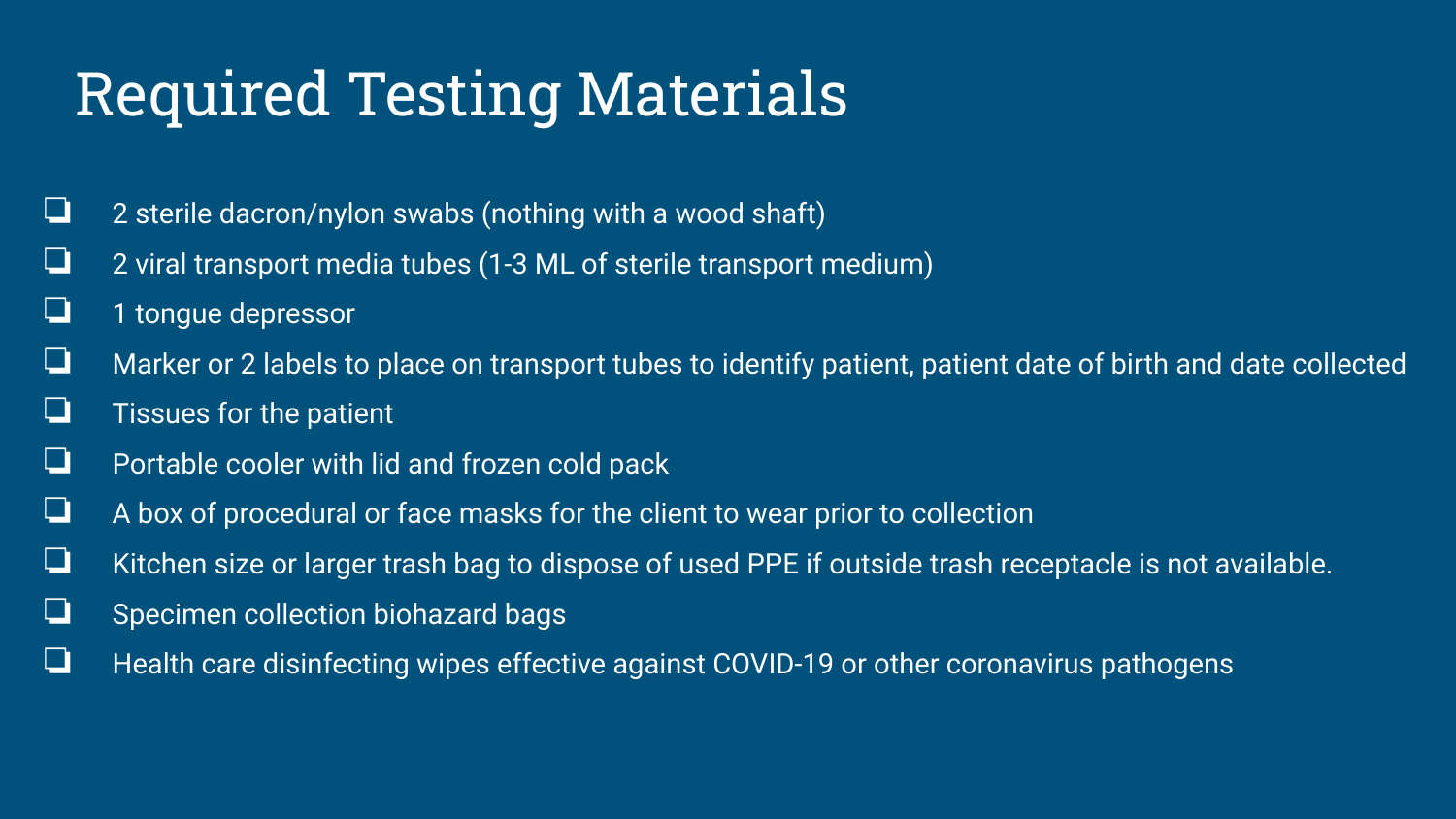# Required Testing Materials

- [ ] 2 sterile dacron/nylon swabs (nothing with a wood shaft)
- [ ] 2 viral transport media tubes (1-3 ML of sterile transport medium)
- [ ] 1 tongue depressor
- [ ] Marker or 2 labels to place on transport tubes to identify patient, patient date of birth and date collected
- [ ] Tissues for the patient
- [ ] Portable cooler with lid and frozen cold pack
- [ ] A box of procedural or face masks for the client to wear prior to collection
- [ ] Kitchen size or larger trash bag to dispose of used PPE if outside trash receptacle is not available.
- [ ] Specimen collection biohazard bags
- [ ] Health care disinfecting wipes effective against COVID-19 or other coronavirus pathogens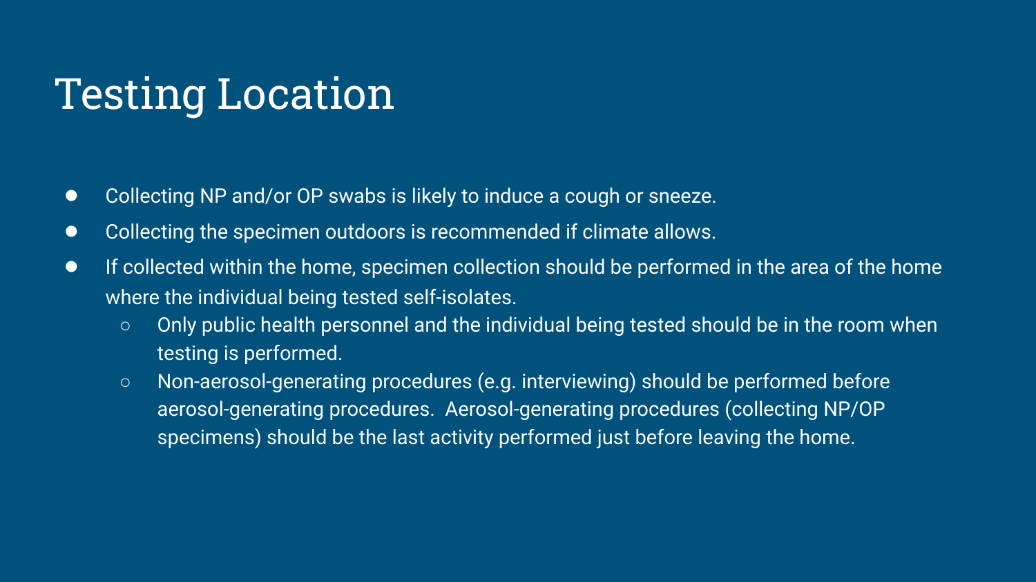# Testing Location

- Collecting NP and/or OP swabs is likely to induce a cough or sneeze.
- Collecting the specimen outdoors is recommended if climate allows.
- If collected within the home, specimen collection should be performed in the area of the home where the individual being tested self-isolates.
  - Only public health personnel and the individual being tested should be in the room when testing is performed.
  - Non-aerosol-generating procedures (e.g. interviewing) should be performed before aerosol-generating procedures. Aerosol-generating procedures (collecting NP/OP specimens) should be the last activity performed just before leaving the home.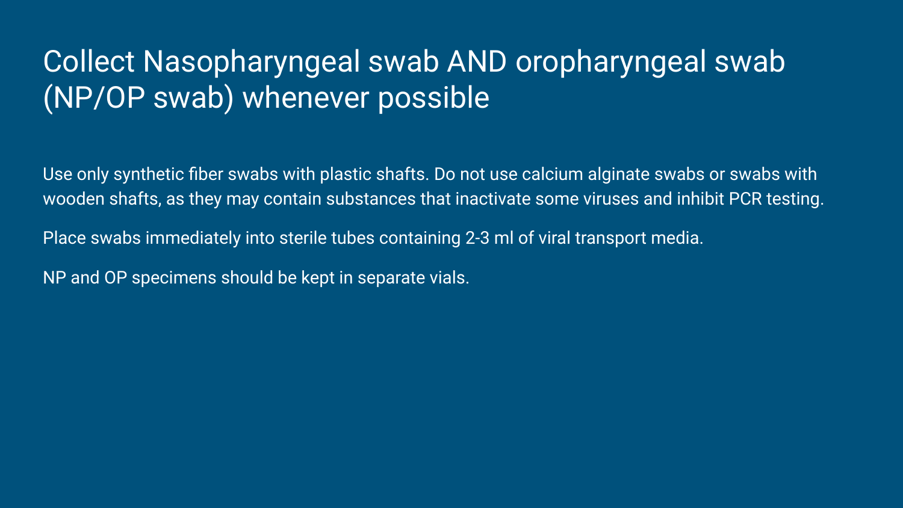# Collect Nasopharyngeal swab AND oropharyngeal swab (NP/OP swab) whenever possible

Use only synthetic fiber swabs with plastic shafts. Do not use calcium alginate swabs or swabs with wooden shafts, as they may contain substances that inactivate some viruses and inhibit PCR testing.

Place swabs immediately into sterile tubes containing 2-3 ml of viral transport media.

NP and OP specimens should be kept in separate vials.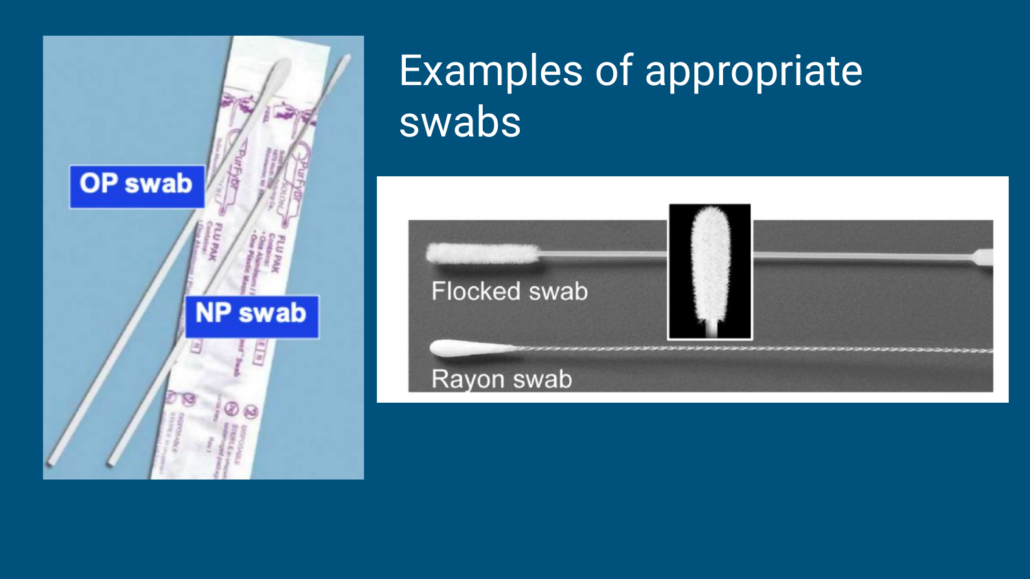# Examples of appropriate swabs

OP swab

NP swab

Flocked swab

Rayon swab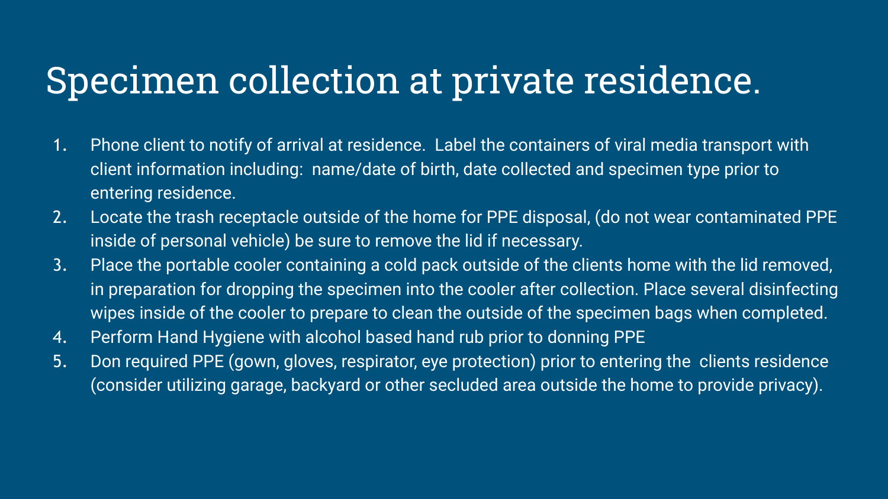# Specimen collection at private residence.

1. Phone client to notify of arrival at residence. Label the containers of viral media transport with client information including: name/date of birth, date collected and specimen type prior to entering residence.
2. Locate the trash receptacle outside of the home for PPE disposal, (do not wear contaminated PPE inside of personal vehicle) be sure to remove the lid if necessary.
3. Place the portable cooler containing a cold pack outside of the clients home with the lid removed, in preparation for dropping the specimen into the cooler after collection. Place several disinfecting wipes inside of the cooler to prepare to clean the outside of the specimen bags when completed.
4. Perform Hand Hygiene with alcohol based hand rub prior to donning PPE
5. Don required PPE (gown, gloves, respirator, eye protection) prior to entering the clients residence (consider utilizing garage, backyard or other secluded area outside the home to provide privacy).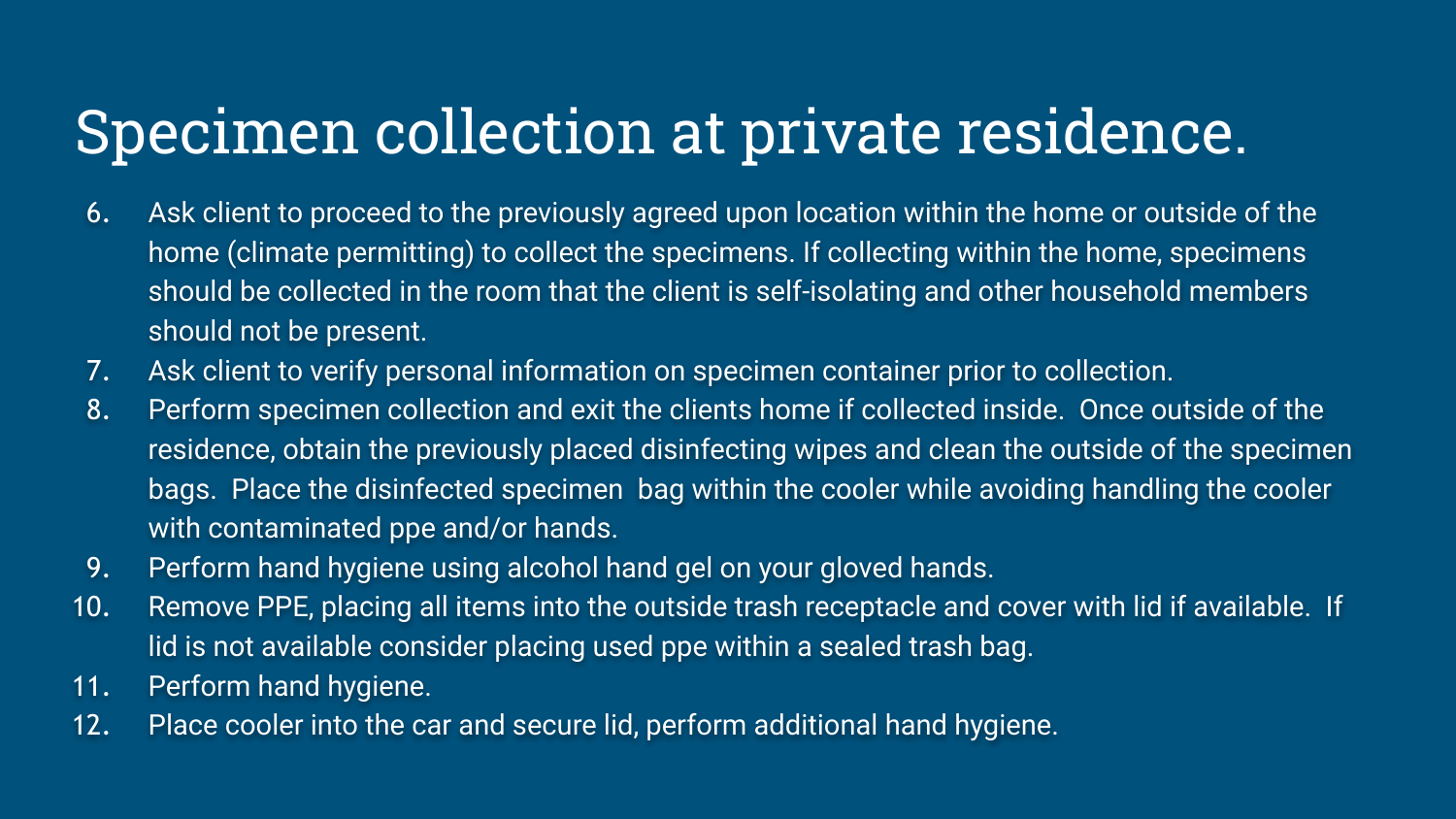# Specimen collection at private residence.

6. Ask client to proceed to the previously agreed upon location within the home or outside of the home (climate permitting) to collect the specimens. If collecting within the home, specimens should be collected in the room that the client is self-isolating and other household members should not be present.
7. Ask client to verify personal information on specimen container prior to collection.
8. Perform specimen collection and exit the clients home if collected inside. Once outside of the residence, obtain the previously placed disinfecting wipes and clean the outside of the specimen bags. Place the disinfected specimen bag within the cooler while avoiding handling the cooler with contaminated ppe and/or hands.
9. Perform hand hygiene using alcohol hand gel on your gloved hands.
10. Remove PPE, placing all items into the outside trash receptacle and cover with lid if available. If lid is not available consider placing used ppe within a sealed trash bag.
11. Perform hand hygiene.
12. Place cooler into the car and secure lid, perform additional hand hygiene.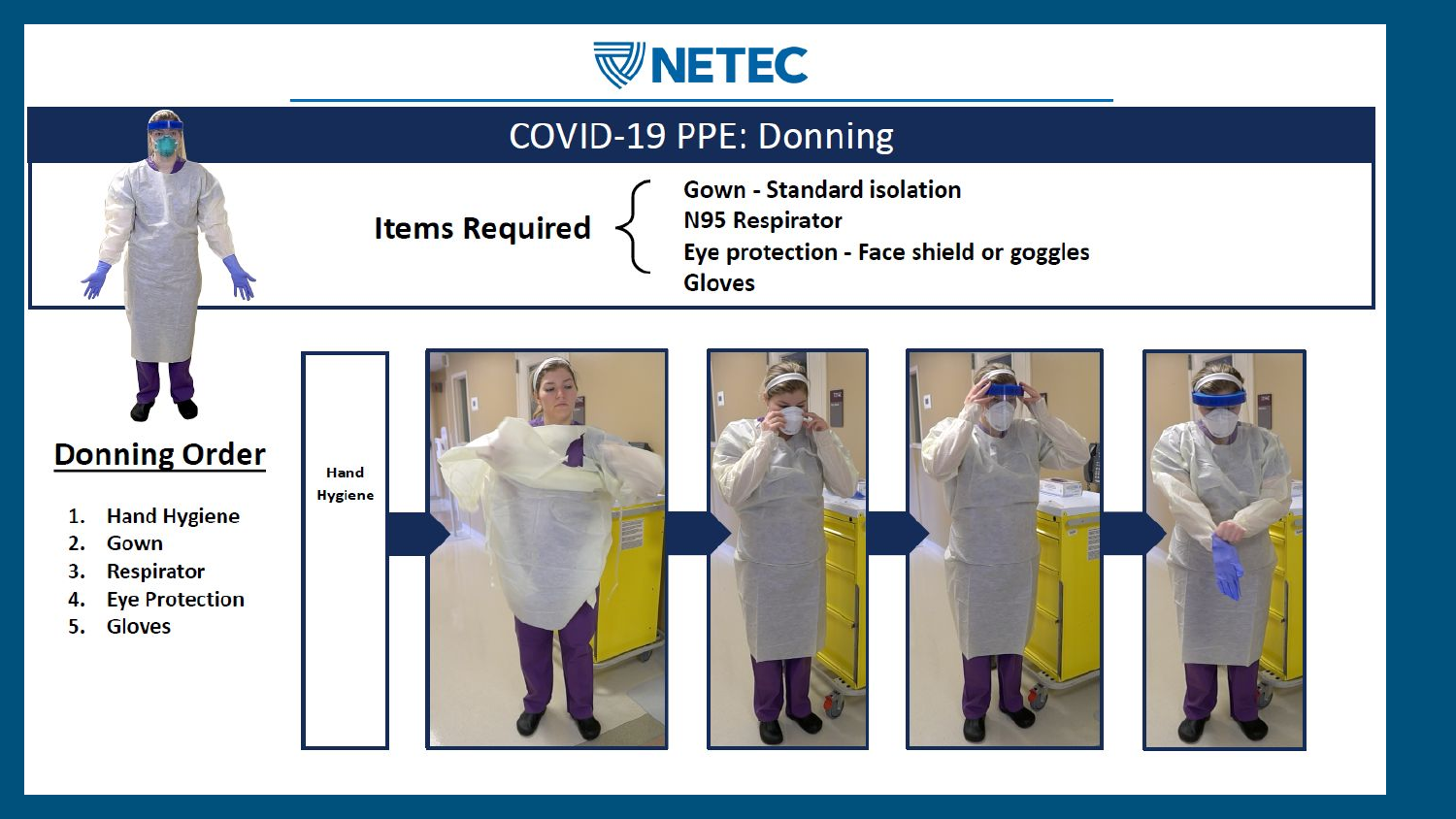NETEC

# COVID-19 PPE: Donning

**Items Required**

- Gown - Standard isolation
- N95 Respirator
- Eye protection - Face shield or goggles
- Gloves

## Donning Order

1. Hand Hygiene
2. Gown
3. Respirator
4. Eye Protection
5. Gloves

Hand Hygiene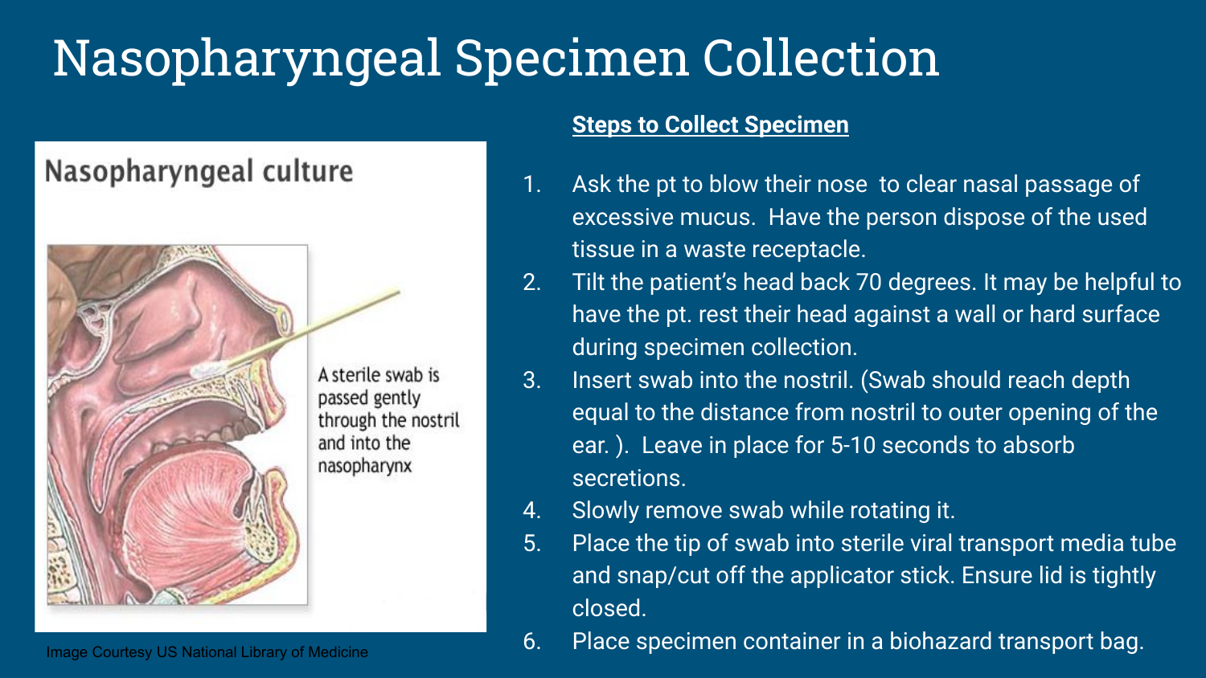# Nasopharyngeal Specimen Collection

Nasopharyngeal culture

A sterile swab is passed gently through the nostril and into the nasopharynx

Image Courtesy US National Library of Medicine

**Steps to Collect Specimen**

1. Ask the pt to blow their nose to clear nasal passage of excessive mucus. Have the person dispose of the used tissue in a waste receptacle.
2. Tilt the patient's head back 70 degrees. It may be helpful to have the pt. rest their head against a wall or hard surface during specimen collection.
3. Insert swab into the nostril. (Swab should reach depth equal to the distance from nostril to outer opening of the ear. ). Leave in place for 5-10 seconds to absorb secretions.
4. Slowly remove swab while rotating it.
5. Place the tip of swab into sterile viral transport media tube and snap/cut off the applicator stick. Ensure lid is tightly closed.
6. Place specimen container in a biohazard transport bag.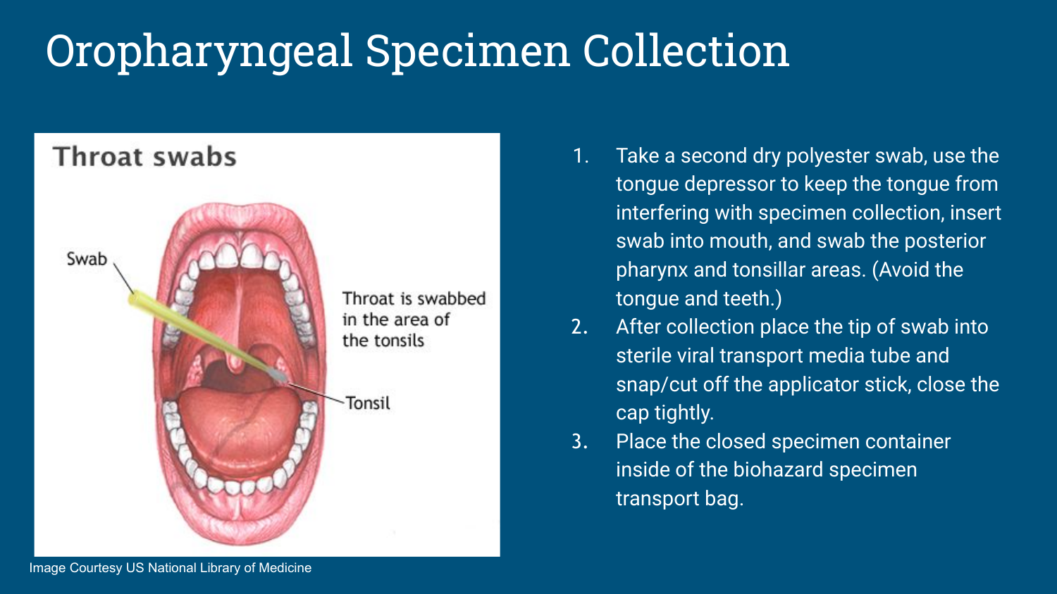# Oropharyngeal Specimen Collection

1. Take a second dry polyester swab, use the tongue depressor to keep the tongue from interfering with specimen collection, insert swab into mouth, and swab the posterior pharynx and tonsillar areas. (Avoid the tongue and teeth.)
2. After collection place the tip of swab into sterile viral transport media tube and snap/cut off the applicator stick, close the cap tightly.
3. Place the closed specimen container inside of the biohazard specimen transport bag.

Image Courtesy US National Library of Medicine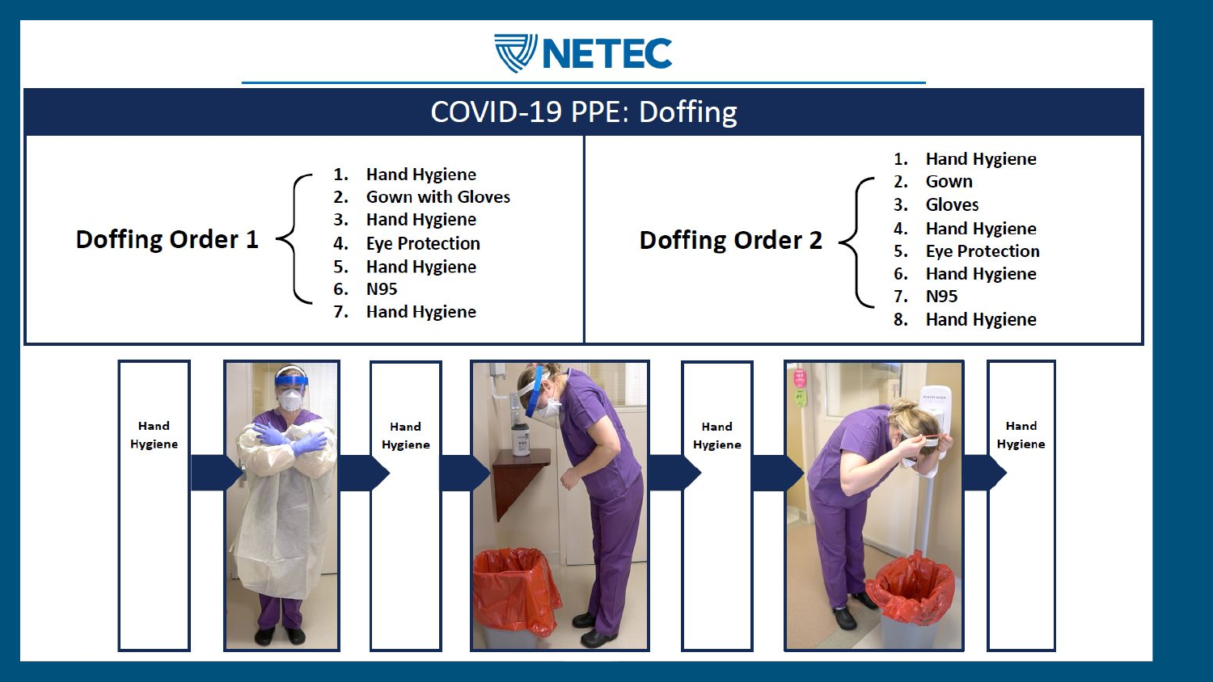# COVID-19 PPE: Doffing

**Doffing Order 1**

1. Hand Hygiene
2. Gown with Gloves
3. Hand Hygiene
4. Eye Protection
5. Hand Hygiene
6. N95
7. Hand Hygiene

**Doffing Order 2**

1. Hand Hygiene
2. Gown
3. Gloves
4. Hand Hygiene
5. Eye Protection
6. Hand Hygiene
7. N95
8. Hand Hygiene

Hand Hygiene → Hand Hygiene → Hand Hygiene → Hand Hygiene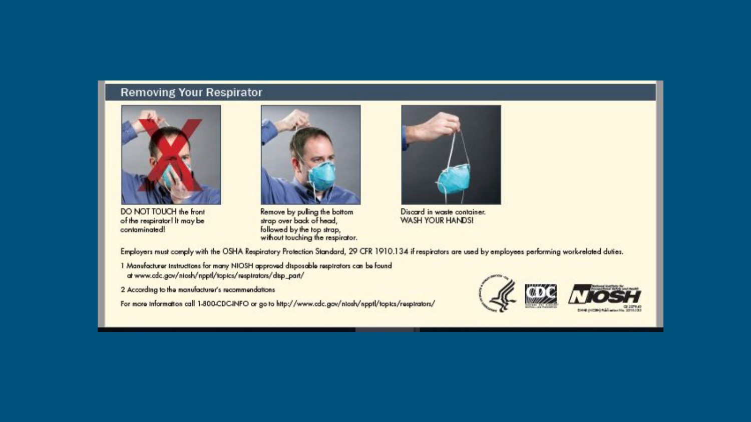## Removing Your Respirator

DO NOT TOUCH the front of the respirator! It may be contaminated!

Remove by pulling the bottom strap over back of head, followed by the top strap, without touching the respirator.

Discard in waste container. WASH YOUR HANDS!

Employers must comply with the OSHA Respiratory Protection Standard, 29 CFR 1910.134 if respirators are used by employees performing work-related duties.

1 Manufacturer instructions for many NIOSH approved disposable respirators can be found at www.cdc.gov/niosh/npptl/topics/respirators/disp_part/

2 According to the manufacturer's recommendations

For more information call 1-800-CDC-INFO or go to http://www.cdc.gov/niosh/npptl/topics/respirators/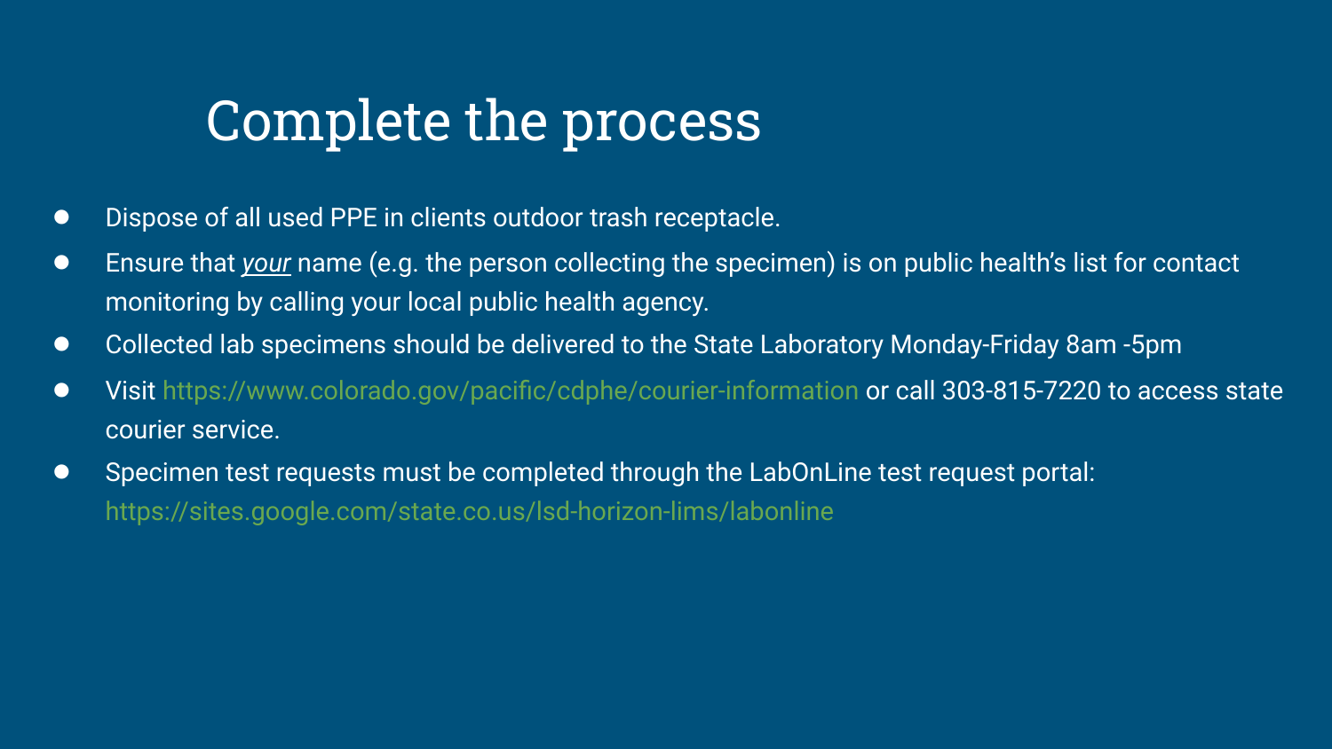# Complete the process

- Dispose of all used PPE in clients outdoor trash receptacle.
- Ensure that ***your*** name (e.g. the person collecting the specimen) is on public health's list for contact monitoring by calling your local public health agency.
- Collected lab specimens should be delivered to the State Laboratory Monday-Friday 8am -5pm
- Visit https://www.colorado.gov/pacific/cdphe/courier-information or call 303-815-7220 to access state courier service.
- Specimen test requests must be completed through the LabOnLine test request portal: https://sites.google.com/state.co.us/lsd-horizon-lims/labonline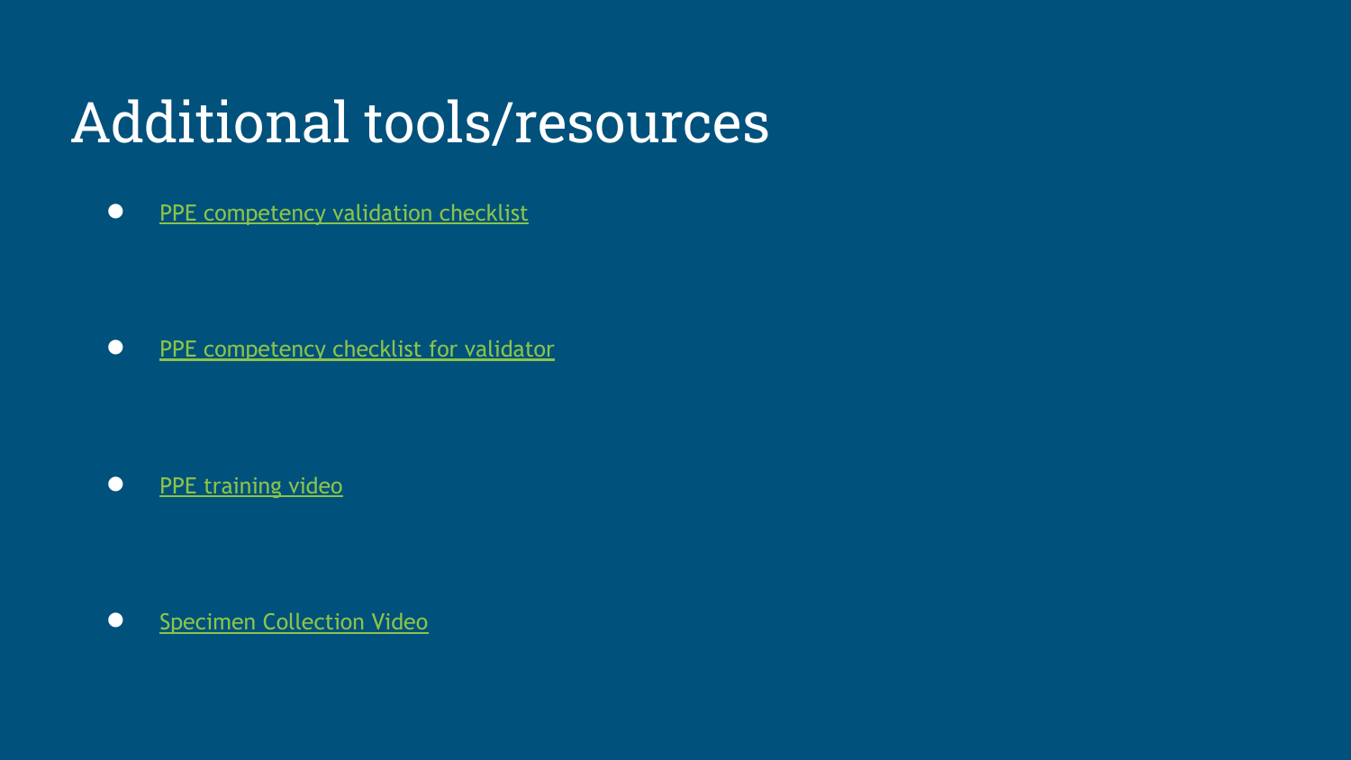# Additional tools/resources

- PPE competency validation checklist
- PPE competency checklist for validator
- PPE training video
- Specimen Collection Video